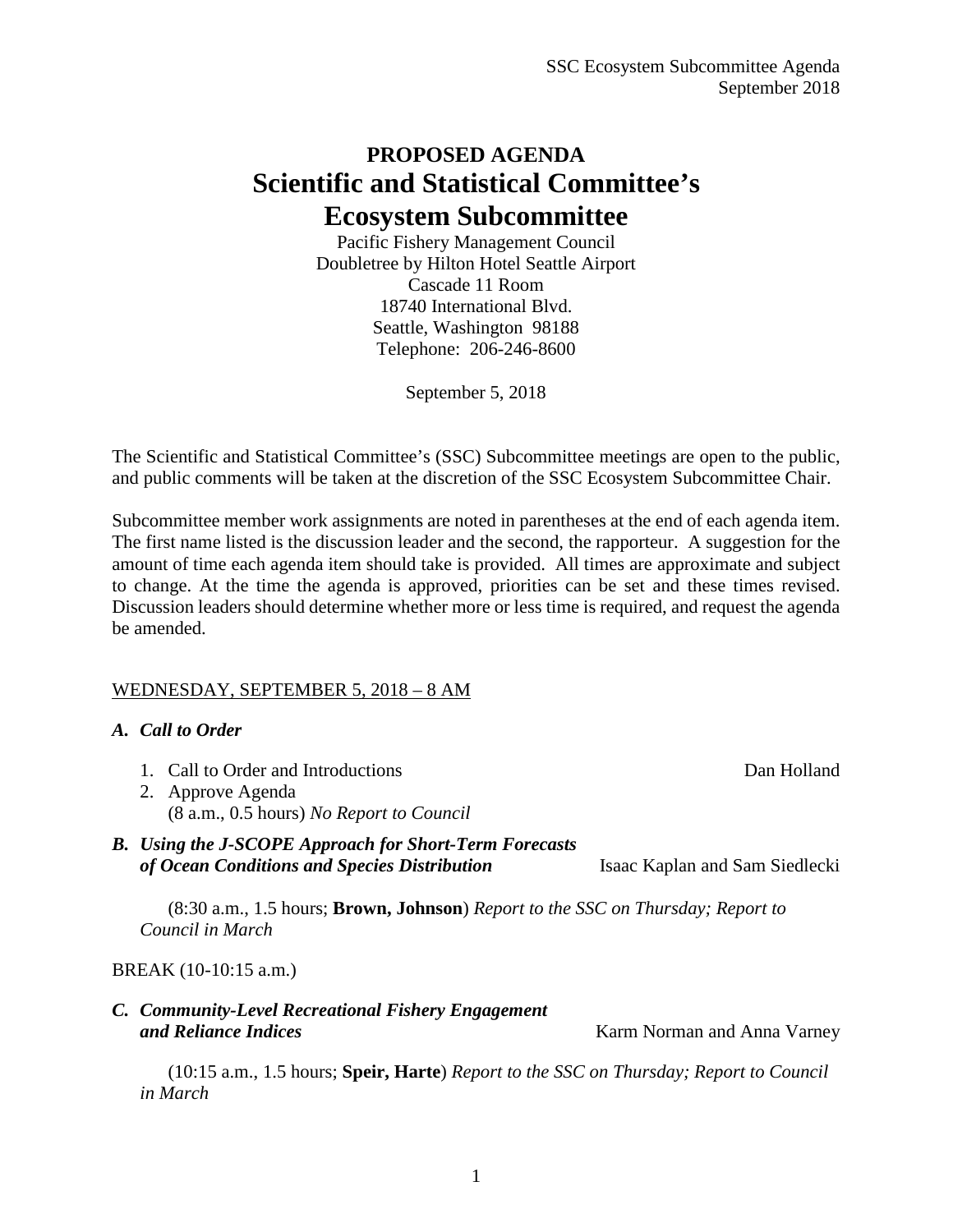# PROPOSED AGENDA
# Scientific and Statistical Committee's Ecosystem Subcommittee

Pacific Fishery Management Council
Doubletree by Hilton Hotel Seattle Airport
Cascade 11 Room
18740 International Blvd.
Seattle, Washington 98188
Telephone: 206-246-8600

September 5, 2018

The Scientific and Statistical Committee's (SSC) Subcommittee meetings are open to the public, and public comments will be taken at the discretion of the SSC Ecosystem Subcommittee Chair.

Subcommittee member work assignments are noted in parentheses at the end of each agenda item. The first name listed is the discussion leader and the second, the rapporteur. A suggestion for the amount of time each agenda item should take is provided. All times are approximate and subject to change. At the time the agenda is approved, priorities can be set and these times revised. Discussion leaders should determine whether more or less time is required, and request the agenda be amended.

WEDNESDAY, SEPTEMBER 5, 2018 – 8 AM

***A. Call to Order***

1. Call to Order and Introductions — Dan Holland
2. Approve Agenda
   (8 a.m., 0.5 hours) *No Report to Council*

***B. Using the J-SCOPE Approach for Short-Term Forecasts of Ocean Conditions and Species Distribution*** — Isaac Kaplan and Sam Siedlecki

(8:30 a.m., 1.5 hours; **Brown, Johnson**) *Report to the SSC on Thursday; Report to Council in March*

BREAK (10-10:15 a.m.)

***C. Community-Level Recreational Fishery Engagement and Reliance Indices*** — Karm Norman and Anna Varney

(10:15 a.m., 1.5 hours; **Speir, Harte**) *Report to the SSC on Thursday; Report to Council in March*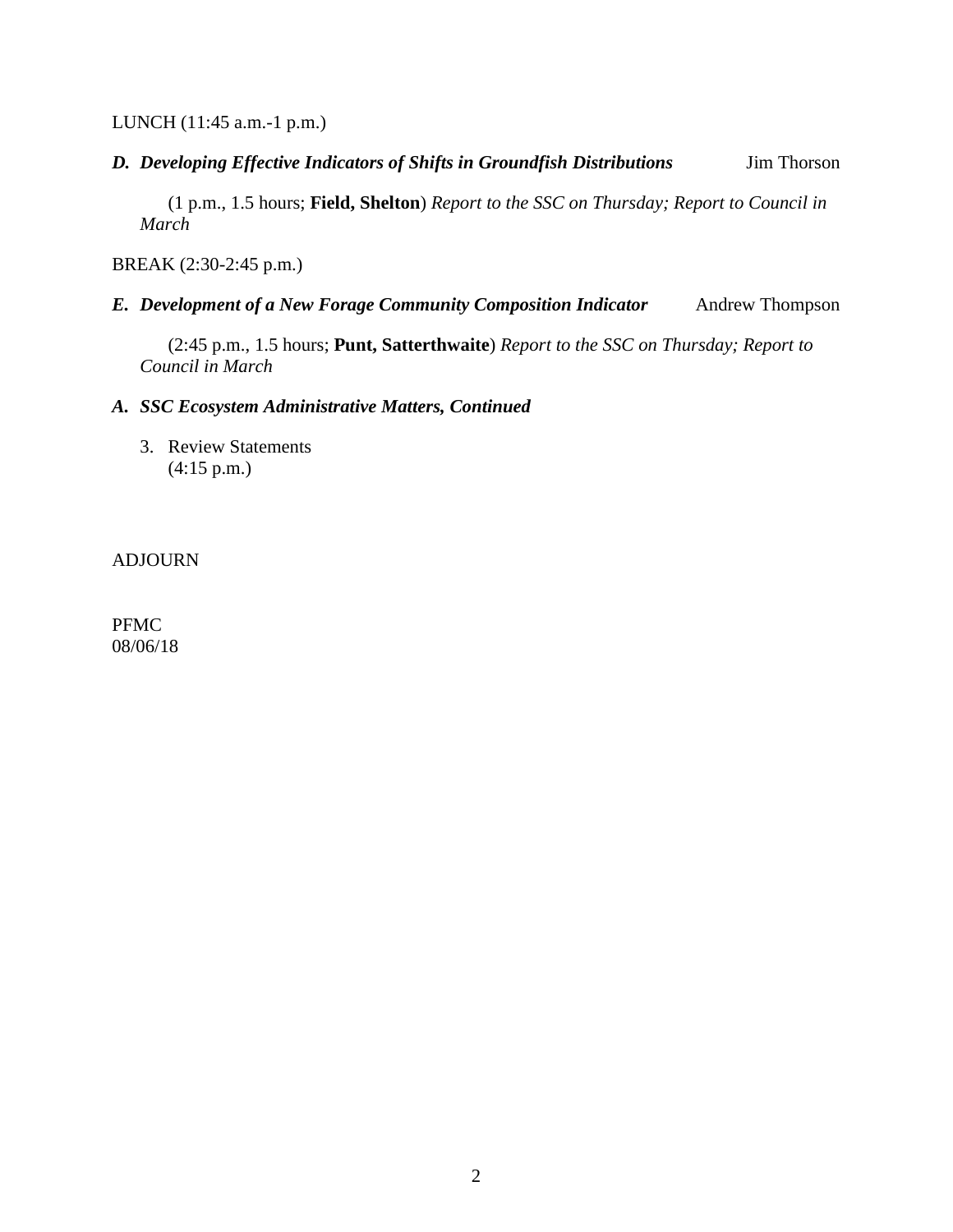LUNCH (11:45 a.m.-1 p.m.)

***D. Developing Effective Indicators of Shifts in Groundfish Distributions*** Jim Thorson

(1 p.m., 1.5 hours; **Field, Shelton**) *Report to the SSC on Thursday; Report to Council in March*

BREAK (2:30-2:45 p.m.)

***E. Development of a New Forage Community Composition Indicator*** Andrew Thompson

(2:45 p.m., 1.5 hours; **Punt, Satterthwaite**) *Report to the SSC on Thursday; Report to Council in March*

***A. SSC Ecosystem Administrative Matters, Continued***

3. Review Statements
   (4:15 p.m.)

ADJOURN

PFMC
08/06/18